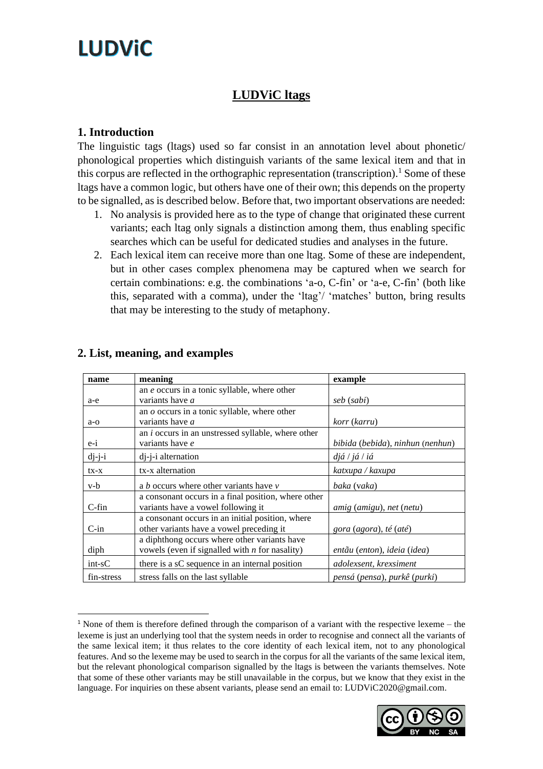# LUDViC

## LUDViC ltags

### 1. Introduction

The linguistic tags (ltags) used so far consist in an annotation level about phonetic/ phonological properties which distinguish variants of the same lexical item and that in this corpus are reflected in the orthographic representation (transcription).[1] Some of these ltags have a common logic, but others have one of their own; this depends on the property to be signalled, as is described below. Before that, two important observations are needed:

1. No analysis is provided here as to the type of change that originated these current variants; each ltag only signals a distinction among them, thus enabling specific searches which can be useful for dedicated studies and analyses in the future.
2. Each lexical item can receive more than one ltag. Some of these are independent, but in other cases complex phenomena may be captured when we search for certain combinations: e.g. the combinations 'a-o, C-fin' or 'a-e, C-fin' (both like this, separated with a comma), under the 'ltag'/ 'matches' button, bring results that may be interesting to the study of metaphony.

### 2. List, meaning, and examples

| name | meaning | example |
|---|---|---|
| a-e | an *e* occurs in a tonic syllable, where other variants have *a* | *seb* (*sabi*) |
| a-o | an *o* occurs in a tonic syllable, where other variants have *a* | *korr* (*karru*) |
| e-i | an *i* occurs in an unstressed syllable, where other variants have *e* | *bibida* (*bebida*), *ninhun* (*nenhun*) |
| dj-j-i | dj-j-i alternation | *djá* / *já* / *iá* |
| tx-x | tx-x alternation | *katxupa* / *kaxupa* |
| v-b | a *b* occurs where other variants have *v* | *baka* (*vaka*) |
| C-fin | a consonant occurs in a final position, where other variants have a vowel following it | *amig* (*amigu*), *net* (*netu*) |
| C-in | a consonant occurs in an initial position, where other variants have a vowel preceding it | *gora* (*agora*), *té* (*até*) |
| diph | a diphthong occurs where other variants have vowels (even if signalled with *n* for nasality) | *entãu* (*enton*), *ideia* (*idea*) |
| int-sC | there is a sC sequence in an internal position | *adolexsent*, *krexsiment* |
| fin-stress | stress falls on the last syllable | *pensá* (*pensa*), *purkê* (*purki*) |

[1] None of them is therefore defined through the comparison of a variant with the respective lexeme – the lexeme is just an underlying tool that the system needs in order to recognise and connect all the variants of the same lexical item; it thus relates to the core identity of each lexical item, not to any phonological features. And so the lexeme may be used to search in the corpus for all the variants of the same lexical item, but the relevant phonological comparison signalled by the ltags is between the variants themselves. Note that some of these other variants may be still unavailable in the corpus, but we know that they exist in the language. For inquiries on these absent variants, please send an email to: LUDViC2020@gmail.com.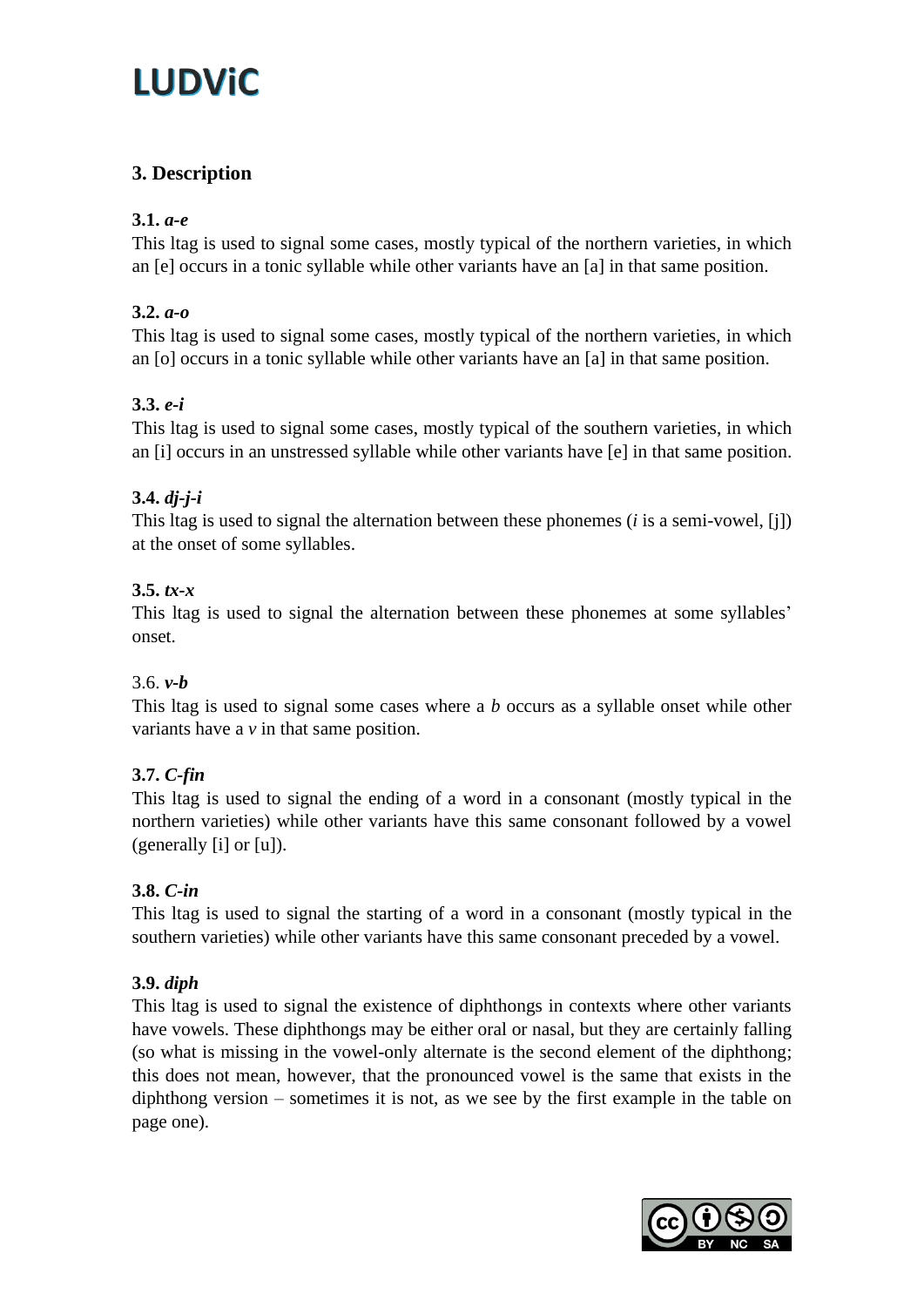## 3. Description

### 3.1. *a-e*

This ltag is used to signal some cases, mostly typical of the northern varieties, in which an [e] occurs in a tonic syllable while other variants have an [a] in that same position.

### 3.2. *a-o*

This ltag is used to signal some cases, mostly typical of the northern varieties, in which an [o] occurs in a tonic syllable while other variants have an [a] in that same position.

### 3.3. *e-i*

This ltag is used to signal some cases, mostly typical of the southern varieties, in which an [i] occurs in an unstressed syllable while other variants have [e] in that same position.

### 3.4. *dj-j-i*

This ltag is used to signal the alternation between these phonemes (*i* is a semi-vowel, [j]) at the onset of some syllables.

### 3.5. *tx-x*

This ltag is used to signal the alternation between these phonemes at some syllables' onset.

### 3.6. *v-b*

This ltag is used to signal some cases where a *b* occurs as a syllable onset while other variants have a *v* in that same position.

### 3.7. *C-fin*

This ltag is used to signal the ending of a word in a consonant (mostly typical in the northern varieties) while other variants have this same consonant followed by a vowel (generally [i] or [u]).

### 3.8. *C-in*

This ltag is used to signal the starting of a word in a consonant (mostly typical in the southern varieties) while other variants have this same consonant preceded by a vowel.

### 3.9. *diph*

This ltag is used to signal the existence of diphthongs in contexts where other variants have vowels. These diphthongs may be either oral or nasal, but they are certainly falling (so what is missing in the vowel-only alternate is the second element of the diphthong; this does not mean, however, that the pronounced vowel is the same that exists in the diphthong version – sometimes it is not, as we see by the first example in the table on page one).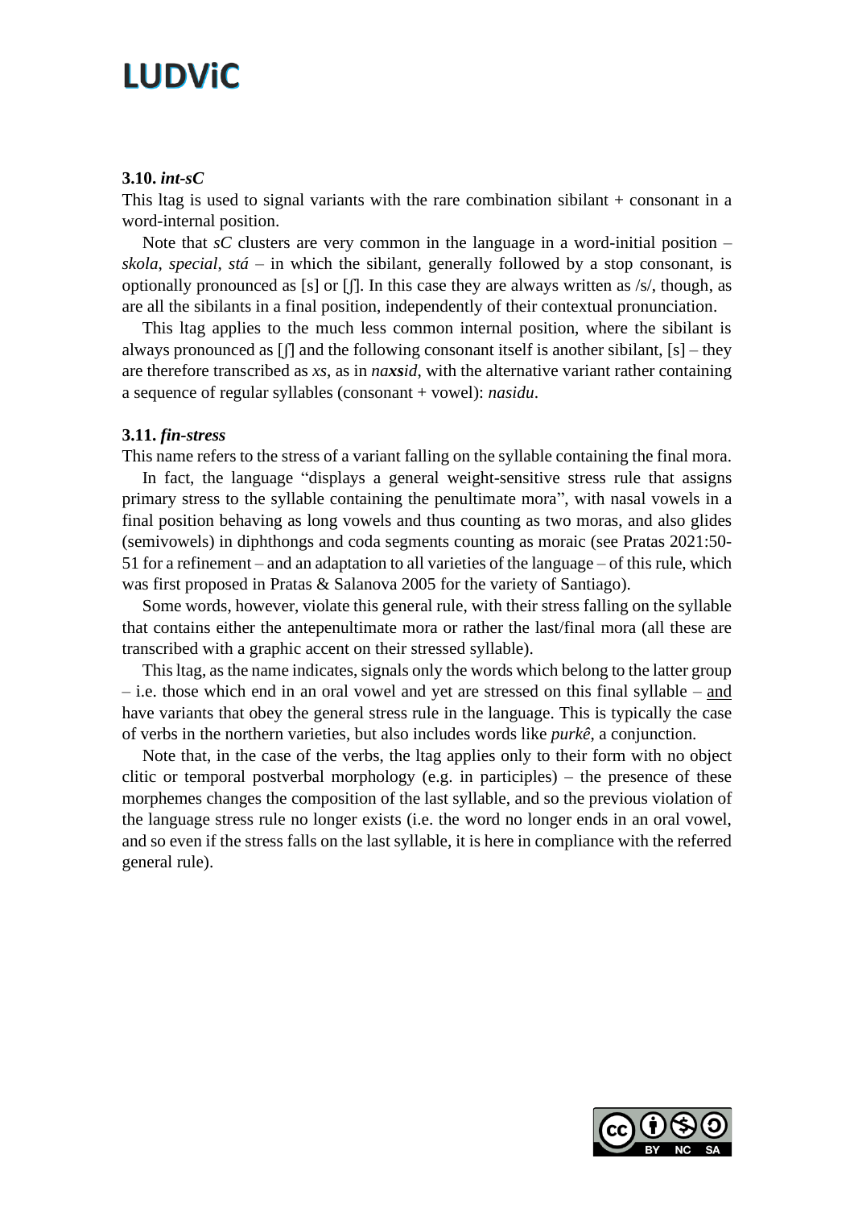### 3.10. *int-sC*

This ltag is used to signal variants with the rare combination sibilant + consonant in a word-internal position.

Note that *sC* clusters are very common in the language in a word-initial position – *skola*, *special*, *stá* – in which the sibilant, generally followed by a stop consonant, is optionally pronounced as [s] or [ʃ]. In this case they are always written as /s/, though, as are all the sibilants in a final position, independently of their contextual pronunciation.

This ltag applies to the much less common internal position, where the sibilant is always pronounced as [ʃ] and the following consonant itself is another sibilant, [s] – they are therefore transcribed as *xs*, as in *na**xs**id*, with the alternative variant rather containing a sequence of regular syllables (consonant + vowel): *nasidu*.

### 3.11. *fin-stress*

This name refers to the stress of a variant falling on the syllable containing the final mora.

In fact, the language "displays a general weight-sensitive stress rule that assigns primary stress to the syllable containing the penultimate mora", with nasal vowels in a final position behaving as long vowels and thus counting as two moras, and also glides (semivowels) in diphthongs and coda segments counting as moraic (see Pratas 2021:50-51 for a refinement – and an adaptation to all varieties of the language – of this rule, which was first proposed in Pratas & Salanova 2005 for the variety of Santiago).

Some words, however, violate this general rule, with their stress falling on the syllable that contains either the antepenultimate mora or rather the last/final mora (all these are transcribed with a graphic accent on their stressed syllable).

This ltag, as the name indicates, signals only the words which belong to the latter group – i.e. those which end in an oral vowel and yet are stressed on this final syllable – <u>and</u> have variants that obey the general stress rule in the language. This is typically the case of verbs in the northern varieties, but also includes words like *purkê*, a conjunction.

Note that, in the case of the verbs, the ltag applies only to their form with no object clitic or temporal postverbal morphology (e.g. in participles) – the presence of these morphemes changes the composition of the last syllable, and so the previous violation of the language stress rule no longer exists (i.e. the word no longer ends in an oral vowel, and so even if the stress falls on the last syllable, it is here in compliance with the referred general rule).